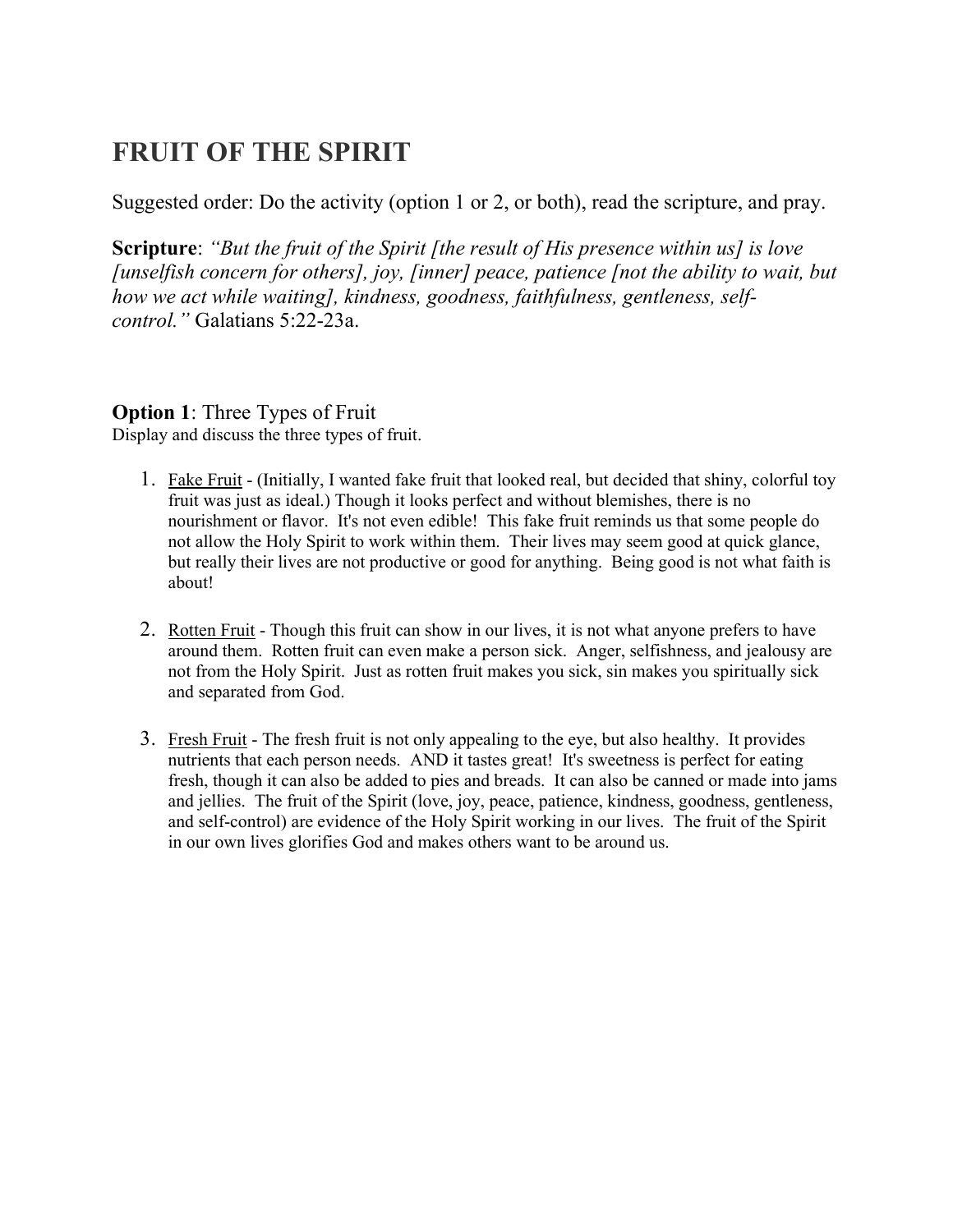# FRUIT OF THE SPIRIT

Suggested order: Do the activity (option 1 or 2, or both), read the scripture, and pray.

**Scripture**: *"But the fruit of the Spirit [the result of His presence within us] is love [unselfish concern for others], joy, [inner] peace, patience [not the ability to wait, but how we act while waiting], kindness, goodness, faithfulness, gentleness, self-control."* Galatians 5:22-23a.

## Option 1: Three Types of Fruit

Display and discuss the three types of fruit.

1. Fake Fruit - (Initially, I wanted fake fruit that looked real, but decided that shiny, colorful toy fruit was just as ideal.) Though it looks perfect and without blemishes, there is no nourishment or flavor. It's not even edible! This fake fruit reminds us that some people do not allow the Holy Spirit to work within them. Their lives may seem good at quick glance, but really their lives are not productive or good for anything. Being good is not what faith is about!

2. Rotten Fruit - Though this fruit can show in our lives, it is not what anyone prefers to have around them. Rotten fruit can even make a person sick. Anger, selfishness, and jealousy are not from the Holy Spirit. Just as rotten fruit makes you sick, sin makes you spiritually sick and separated from God.

3. Fresh Fruit - The fresh fruit is not only appealing to the eye, but also healthy. It provides nutrients that each person needs. AND it tastes great! It's sweetness is perfect for eating fresh, though it can also be added to pies and breads. It can also be canned or made into jams and jellies. The fruit of the Spirit (love, joy, peace, patience, kindness, goodness, gentleness, and self-control) are evidence of the Holy Spirit working in our lives. The fruit of the Spirit in our own lives glorifies God and makes others want to be around us.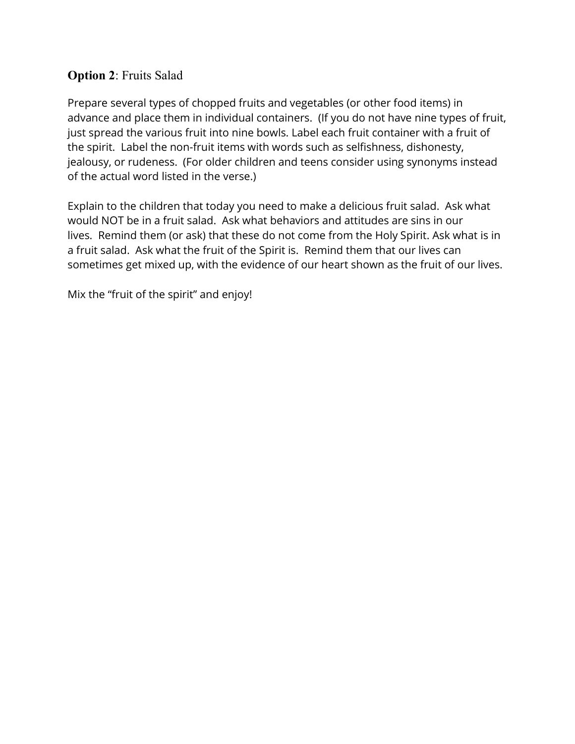**Option 2**: Fruits Salad

Prepare several types of chopped fruits and vegetables (or other food items) in advance and place them in individual containers. (If you do not have nine types of fruit, just spread the various fruit into nine bowls. Label each fruit container with a fruit of the spirit. Label the non-fruit items with words such as selfishness, dishonesty, jealousy, or rudeness. (For older children and teens consider using synonyms instead of the actual word listed in the verse.)

Explain to the children that today you need to make a delicious fruit salad. Ask what would NOT be in a fruit salad. Ask what behaviors and attitudes are sins in our lives. Remind them (or ask) that these do not come from the Holy Spirit. Ask what is in a fruit salad. Ask what the fruit of the Spirit is. Remind them that our lives can sometimes get mixed up, with the evidence of our heart shown as the fruit of our lives.

Mix the "fruit of the spirit" and enjoy!